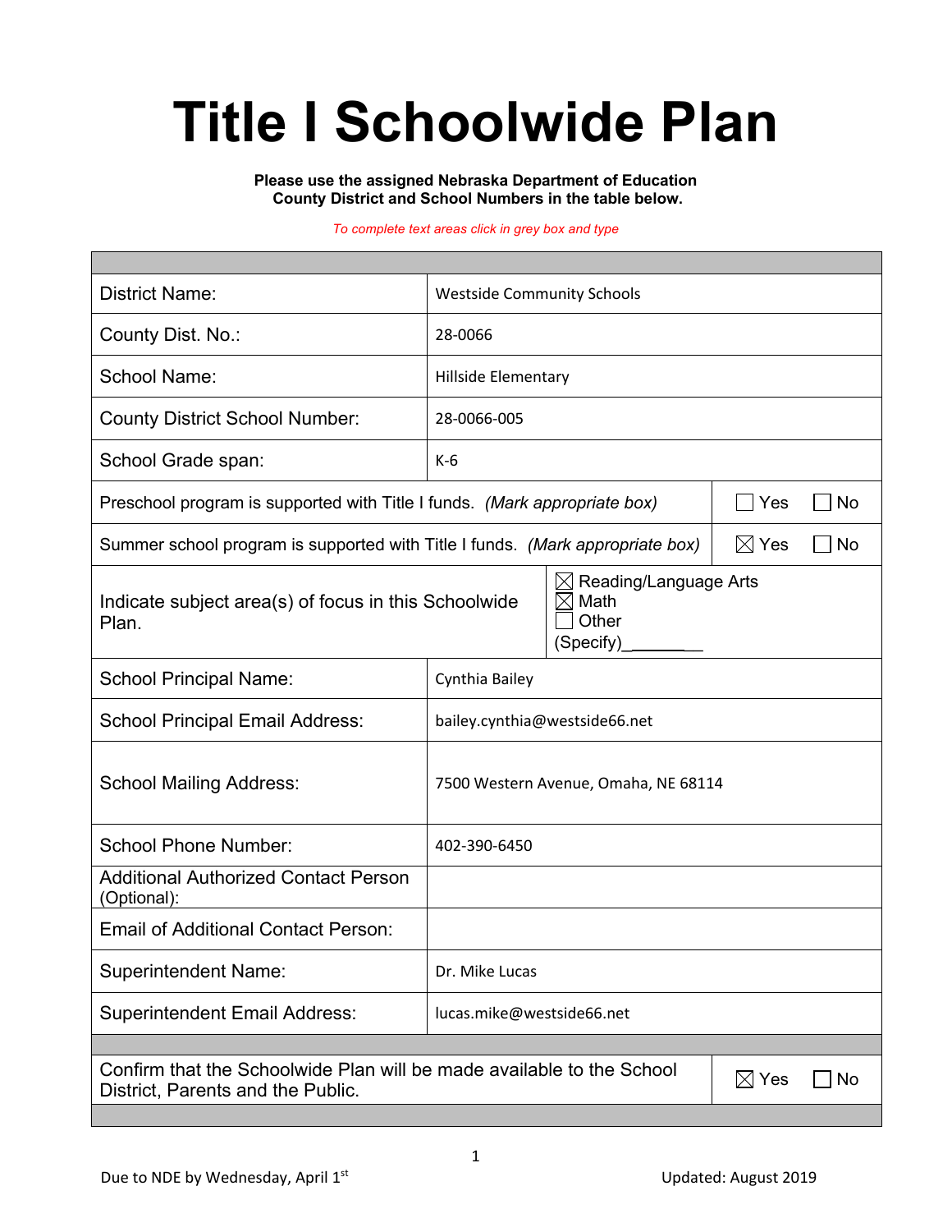# Title I Schoolwide Plan

**Please use the assigned Nebraska Department of Education County District and School Numbers in the table below.**

*To complete text areas click in grey box and type*

| | |
|---|---|
| District Name: | Westside Community Schools |
| County Dist. No.: | 28-0066 |
| School Name: | Hillside Elementary |
| County District School Number: | 28-0066-005 |
| School Grade span: | K-6 |
| Preschool program is supported with Title I funds. *(Mark appropriate box)* | ☐ Yes ☐ No |
| Summer school program is supported with Title I funds. *(Mark appropriate box)* | ☒ Yes ☐ No |
| Indicate subject area(s) of focus in this Schoolwide Plan. | ☒ Reading/Language Arts<br>☒ Math<br>☐ Other<br>(Specify)_________ |
| School Principal Name: | Cynthia Bailey |
| School Principal Email Address: | bailey.cynthia@westside66.net |
| School Mailing Address: | 7500 Western Avenue, Omaha, NE 68114 |
| School Phone Number: | 402-390-6450 |
| Additional Authorized Contact Person (Optional): | |
| Email of Additional Contact Person: | |
| Superintendent Name: | Dr. Mike Lucas |
| Superintendent Email Address: | lucas.mike@westside66.net |
| Confirm that the Schoolwide Plan will be made available to the School District, Parents and the Public. | ☒ Yes ☐ No |

Due to NDE by Wednesday, April 1st

Updated: August 2019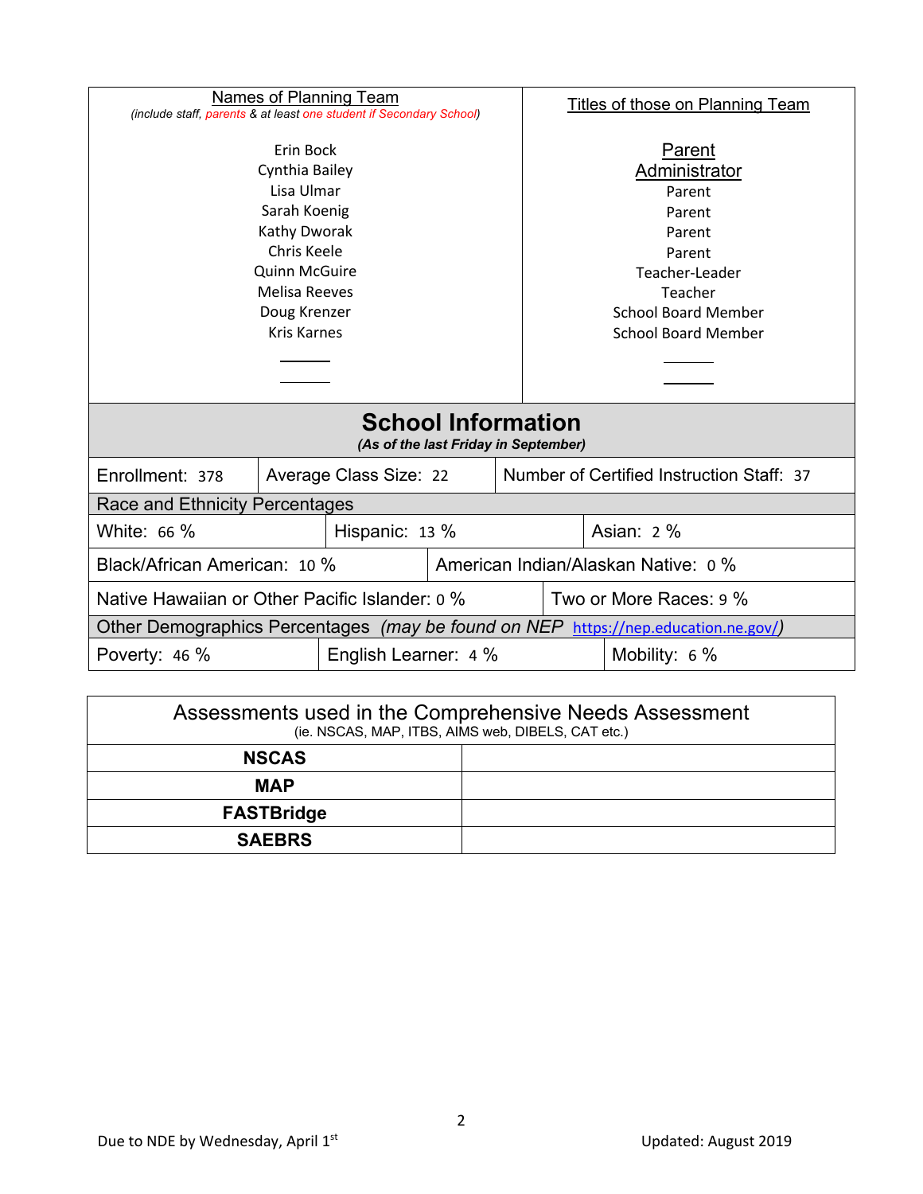| Names of Planning Team<br>*(include staff, parents & at least one student if Secondary School)* | Titles of those on Planning Team |
|---|---|
| Erin Bock | Parent |
| Cynthia Bailey | Administrator |
| Lisa Ulmar | Parent |
| Sarah Koenig | Parent |
| Kathy Dworak | Parent |
| Chris Keele | Parent |
| Quinn McGuire | Teacher-Leader |
| Melisa Reeves | Teacher |
| Doug Krenzer | School Board Member |
| Kris Karnes | School Board Member |

## School Information

***(As of the last Friday in September)***

| Enrollment: 378 | Average Class Size: 22 | Number of Certified Instruction Staff: 37 |
|---|---|---|

**Race and Ethnicity Percentages**

| White: 66 % | Hispanic: 13 % | Asian: 2 % |
|---|---|---|
| Black/African American: 10 % | American Indian/Alaskan Native: 0 % | |
| Native Hawaiian or Other Pacific Islander: 0 % | Two or More Races: 9 % | |

**Other Demographics Percentages** *(may be found on NEP https://nep.education.ne.gov/)*

| Poverty: 46 % | English Learner: 4 % | Mobility: 6 % |
|---|---|---|

| Assessments used in the Comprehensive Needs Assessment<br>(ie. NSCAS, MAP, ITBS, AIMS web, DIBELS, CAT etc.) | |
|---|---|
| **NSCAS** | |
| **MAP** | |
| **FASTBridge** | |
| **SAEBRS** | |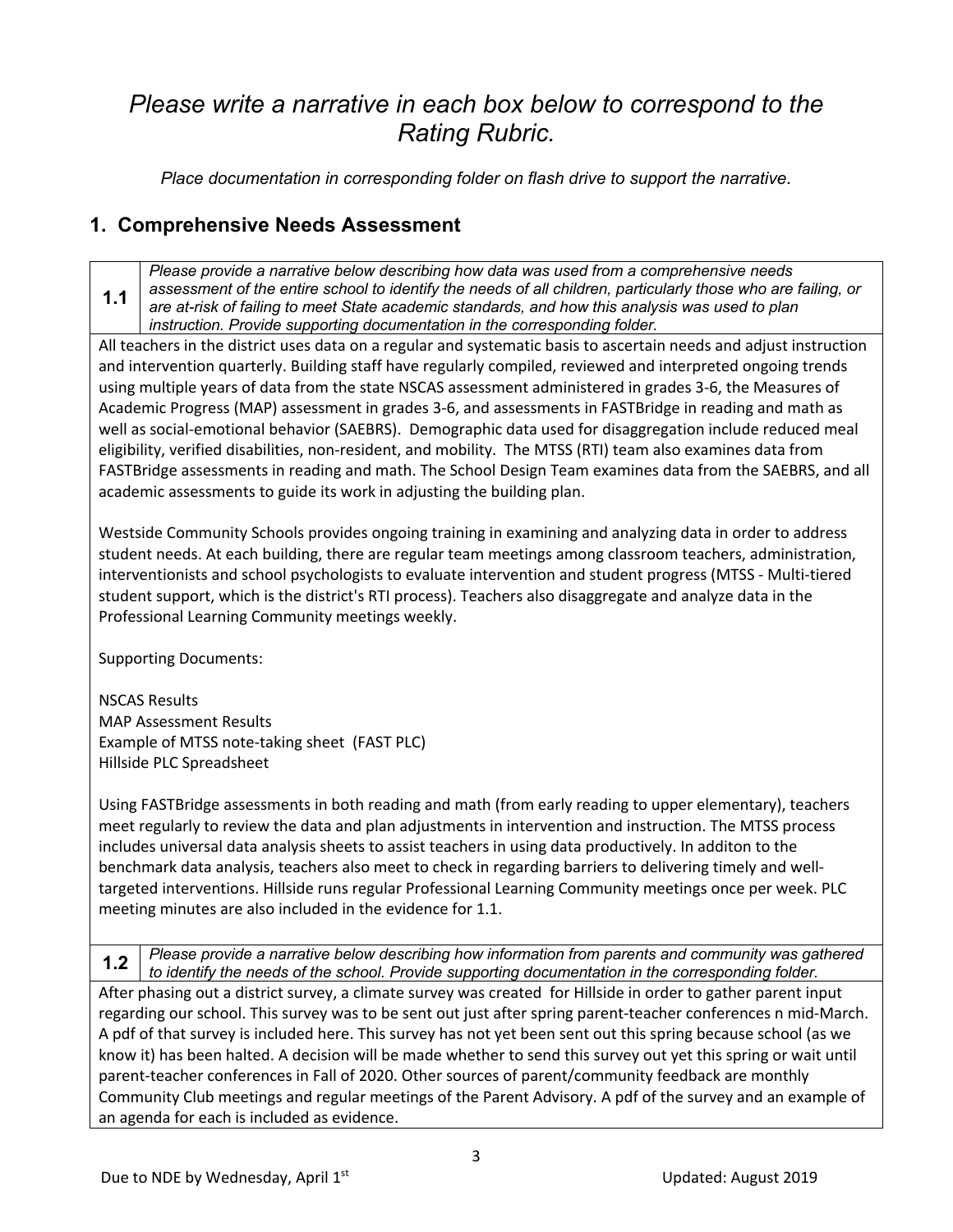*Please write a narrative in each box below to correspond to the Rating Rubric.*

*Place documentation in corresponding folder on flash drive to support the narrative.*

## 1. Comprehensive Needs Assessment

**1.1** *Please provide a narrative below describing how data was used from a comprehensive needs assessment of the entire school to identify the needs of all children, particularly those who are failing, or are at-risk of failing to meet State academic standards, and how this analysis was used to plan instruction. Provide supporting documentation in the corresponding folder.*

All teachers in the district uses data on a regular and systematic basis to ascertain needs and adjust instruction and intervention quarterly. Building staff have regularly compiled, reviewed and interpreted ongoing trends using multiple years of data from the state NSCAS assessment administered in grades 3-6, the Measures of Academic Progress (MAP) assessment in grades 3-6, and assessments in FASTBridge in reading and math as well as social-emotional behavior (SAEBRS). Demographic data used for disaggregation include reduced meal eligibility, verified disabilities, non-resident, and mobility. The MTSS (RTI) team also examines data from FASTBridge assessments in reading and math. The School Design Team examines data from the SAEBRS, and all academic assessments to guide its work in adjusting the building plan.

Westside Community Schools provides ongoing training in examining and analyzing data in order to address student needs. At each building, there are regular team meetings among classroom teachers, administration, interventionists and school psychologists to evaluate intervention and student progress (MTSS - Multi-tiered student support, which is the district's RTI process). Teachers also disaggregate and analyze data in the Professional Learning Community meetings weekly.

Supporting Documents:

NSCAS Results
MAP Assessment Results
Example of MTSS note-taking sheet (FAST PLC)
Hillside PLC Spreadsheet

Using FASTBridge assessments in both reading and math (from early reading to upper elementary), teachers meet regularly to review the data and plan adjustments in intervention and instruction. The MTSS process includes universal data analysis sheets to assist teachers in using data productively. In additon to the benchmark data analysis, teachers also meet to check in regarding barriers to delivering timely and well-targeted interventions. Hillside runs regular Professional Learning Community meetings once per week. PLC meeting minutes are also included in the evidence for 1.1.

**1.2** *Please provide a narrative below describing how information from parents and community was gathered to identify the needs of the school. Provide supporting documentation in the corresponding folder.*

After phasing out a district survey, a climate survey was created for Hillside in order to gather parent input regarding our school. This survey was to be sent out just after spring parent-teacher conferences n mid-March. A pdf of that survey is included here. This survey has not yet been sent out this spring because school (as we know it) has been halted. A decision will be made whether to send this survey out yet this spring or wait until parent-teacher conferences in Fall of 2020. Other sources of parent/community feedback are monthly Community Club meetings and regular meetings of the Parent Advisory. A pdf of the survey and an example of an agenda for each is included as evidence.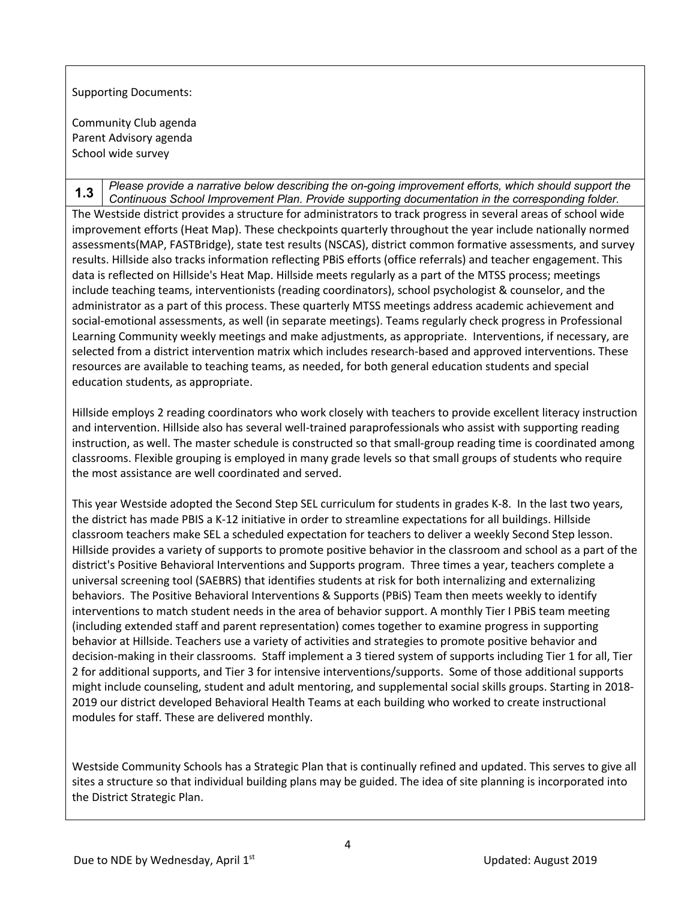Supporting Documents:

Community Club agenda
Parent Advisory agenda
School wide survey

| 1.3 | *Please provide a narrative below describing the on-going improvement efforts, which should support the Continuous School Improvement Plan. Provide supporting documentation in the corresponding folder.* |
|---|---|

The Westside district provides a structure for administrators to track progress in several areas of school wide improvement efforts (Heat Map). These checkpoints quarterly throughout the year include nationally normed assessments(MAP, FASTBridge), state test results (NSCAS), district common formative assessments, and survey results. Hillside also tracks information reflecting PBiS efforts (office referrals) and teacher engagement. This data is reflected on Hillside's Heat Map. Hillside meets regularly as a part of the MTSS process; meetings include teaching teams, interventionists (reading coordinators), school psychologist & counselor, and the administrator as a part of this process. These quarterly MTSS meetings address academic achievement and social-emotional assessments, as well (in separate meetings). Teams regularly check progress in Professional Learning Community weekly meetings and make adjustments, as appropriate. Interventions, if necessary, are selected from a district intervention matrix which includes research-based and approved interventions. These resources are available to teaching teams, as needed, for both general education students and special education students, as appropriate.

Hillside employs 2 reading coordinators who work closely with teachers to provide excellent literacy instruction and intervention. Hillside also has several well-trained paraprofessionals who assist with supporting reading instruction, as well. The master schedule is constructed so that small-group reading time is coordinated among classrooms. Flexible grouping is employed in many grade levels so that small groups of students who require the most assistance are well coordinated and served.

This year Westside adopted the Second Step SEL curriculum for students in grades K-8. In the last two years, the district has made PBIS a K-12 initiative in order to streamline expectations for all buildings. Hillside classroom teachers make SEL a scheduled expectation for teachers to deliver a weekly Second Step lesson. Hillside provides a variety of supports to promote positive behavior in the classroom and school as a part of the district's Positive Behavioral Interventions and Supports program. Three times a year, teachers complete a universal screening tool (SAEBRS) that identifies students at risk for both internalizing and externalizing behaviors. The Positive Behavioral Interventions & Supports (PBiS) Team then meets weekly to identify interventions to match student needs in the area of behavior support. A monthly Tier I PBiS team meeting (including extended staff and parent representation) comes together to examine progress in supporting behavior at Hillside. Teachers use a variety of activities and strategies to promote positive behavior and decision-making in their classrooms. Staff implement a 3 tiered system of supports including Tier 1 for all, Tier 2 for additional supports, and Tier 3 for intensive interventions/supports. Some of those additional supports might include counseling, student and adult mentoring, and supplemental social skills groups. Starting in 2018-2019 our district developed Behavioral Health Teams at each building who worked to create instructional modules for staff. These are delivered monthly.

Westside Community Schools has a Strategic Plan that is continually refined and updated. This serves to give all sites a structure so that individual building plans may be guided. The idea of site planning is incorporated into the District Strategic Plan.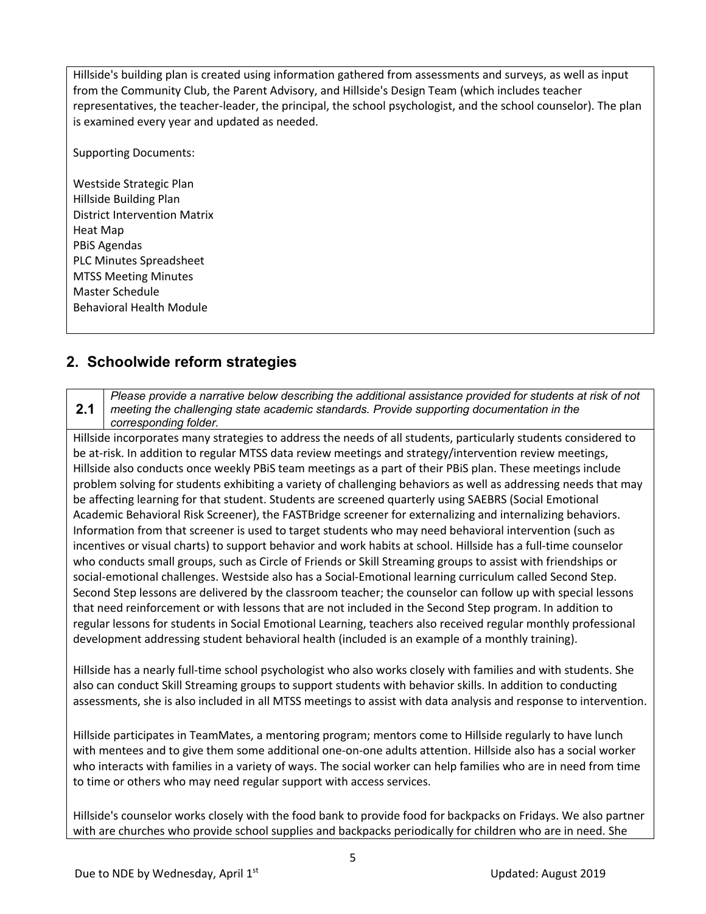Hillside's building plan is created using information gathered from assessments and surveys, as well as input from the Community Club, the Parent Advisory, and Hillside's Design Team (which includes teacher representatives, the teacher-leader, the principal, the school psychologist, and the school counselor). The plan is examined every year and updated as needed.

Supporting Documents:

Westside Strategic Plan
Hillside Building Plan
District Intervention Matrix
Heat Map
PBiS Agendas
PLC Minutes Spreadsheet
MTSS Meeting Minutes
Master Schedule
Behavioral Health Module

## 2. Schoolwide reform strategies

**2.1** *Please provide a narrative below describing the additional assistance provided for students at risk of not meeting the challenging state academic standards. Provide supporting documentation in the corresponding folder.*

Hillside incorporates many strategies to address the needs of all students, particularly students considered to be at-risk. In addition to regular MTSS data review meetings and strategy/intervention review meetings, Hillside also conducts once weekly PBiS team meetings as a part of their PBiS plan. These meetings include problem solving for students exhibiting a variety of challenging behaviors as well as addressing needs that may be affecting learning for that student. Students are screened quarterly using SAEBRS (Social Emotional Academic Behavioral Risk Screener), the FASTBridge screener for externalizing and internalizing behaviors. Information from that screener is used to target students who may need behavioral intervention (such as incentives or visual charts) to support behavior and work habits at school. Hillside has a full-time counselor who conducts small groups, such as Circle of Friends or Skill Streaming groups to assist with friendships or social-emotional challenges. Westside also has a Social-Emotional learning curriculum called Second Step. Second Step lessons are delivered by the classroom teacher; the counselor can follow up with special lessons that need reinforcement or with lessons that are not included in the Second Step program. In addition to regular lessons for students in Social Emotional Learning, teachers also received regular monthly professional development addressing student behavioral health (included is an example of a monthly training).

Hillside has a nearly full-time school psychologist who also works closely with families and with students. She also can conduct Skill Streaming groups to support students with behavior skills. In addition to conducting assessments, she is also included in all MTSS meetings to assist with data analysis and response to intervention.

Hillside participates in TeamMates, a mentoring program; mentors come to Hillside regularly to have lunch with mentees and to give them some additional one-on-one adults attention. Hillside also has a social worker who interacts with families in a variety of ways. The social worker can help families who are in need from time to time or others who may need regular support with access services.

Hillside's counselor works closely with the food bank to provide food for backpacks on Fridays. We also partner with are churches who provide school supplies and backpacks periodically for children who are in need. She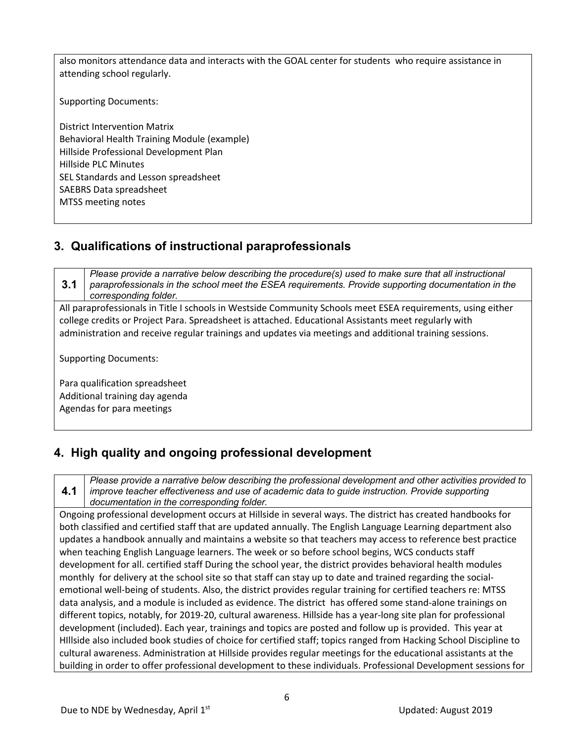also monitors attendance data and interacts with the GOAL center for students who require assistance in attending school regularly.

Supporting Documents:

District Intervention Matrix
Behavioral Health Training Module (example)
Hillside Professional Development Plan
Hillside PLC Minutes
SEL Standards and Lesson spreadsheet
SAEBRS Data spreadsheet
MTSS meeting notes

## 3. Qualifications of instructional paraprofessionals

| 3.1 | *Please provide a narrative below describing the procedure(s) used to make sure that all instructional paraprofessionals in the school meet the ESEA requirements. Provide supporting documentation in the corresponding folder.* |
|---|---|

All paraprofessionals in Title I schools in Westside Community Schools meet ESEA requirements, using either college credits or Project Para. Spreadsheet is attached. Educational Assistants meet regularly with administration and receive regular trainings and updates via meetings and additional training sessions.

Supporting Documents:

Para qualification spreadsheet
Additional training day agenda
Agendas for para meetings

## 4. High quality and ongoing professional development

| 4.1 | *Please provide a narrative below describing the professional development and other activities provided to improve teacher effectiveness and use of academic data to guide instruction. Provide supporting documentation in the corresponding folder.* |
|---|---|

Ongoing professional development occurs at Hillside in several ways. The district has created handbooks for both classified and certified staff that are updated annually. The English Language Learning department also updates a handbook annually and maintains a website so that teachers may access to reference best practice when teaching English Language learners. The week or so before school begins, WCS conducts staff development for all. certified staff During the school year, the district provides behavioral health modules monthly for delivery at the school site so that staff can stay up to date and trained regarding the social-emotional well-being of students. Also, the district provides regular training for certified teachers re: MTSS data analysis, and a module is included as evidence. The district has offered some stand-alone trainings on different topics, notably, for 2019-20, cultural awareness. Hillside has a year-long site plan for professional development (included). Each year, trainings and topics are posted and follow up is provided. This year at HIllside also included book studies of choice for certified staff; topics ranged from Hacking School Discipline to cultural awareness. Administration at Hillside provides regular meetings for the educational assistants at the building in order to offer professional development to these individuals. Professional Development sessions for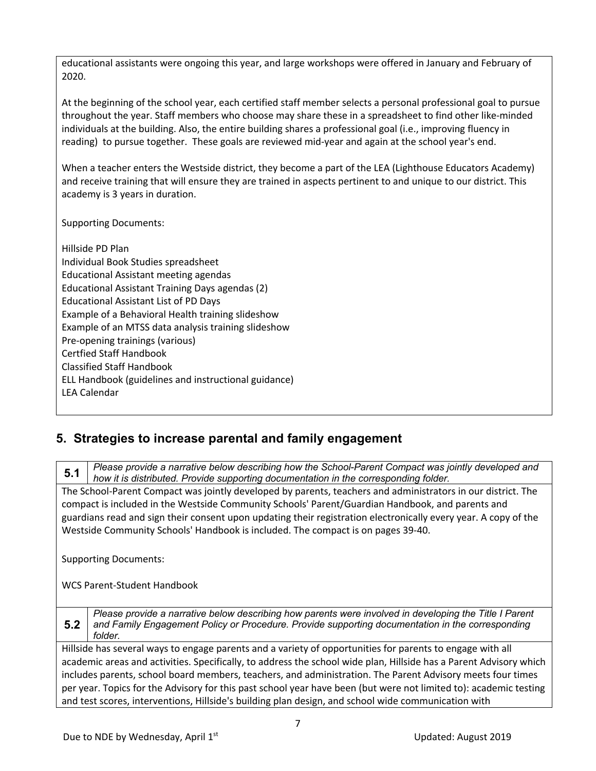educational assistants were ongoing this year, and large workshops were offered in January and February of 2020.

At the beginning of the school year, each certified staff member selects a personal professional goal to pursue throughout the year. Staff members who choose may share these in a spreadsheet to find other like-minded individuals at the building. Also, the entire building shares a professional goal (i.e., improving fluency in reading) to pursue together. These goals are reviewed mid-year and again at the school year's end.

When a teacher enters the Westside district, they become a part of the LEA (Lighthouse Educators Academy) and receive training that will ensure they are trained in aspects pertinent to and unique to our district. This academy is 3 years in duration.

Supporting Documents:

Hillside PD Plan
Individual Book Studies spreadsheet
Educational Assistant meeting agendas
Educational Assistant Training Days agendas (2)
Educational Assistant List of PD Days
Example of a Behavioral Health training slideshow
Example of an MTSS data analysis training slideshow
Pre-opening trainings (various)
Certfied Staff Handbook
Classified Staff Handbook
ELL Handbook (guidelines and instructional guidance)
LEA Calendar

## 5. Strategies to increase parental and family engagement

**5.1** *Please provide a narrative below describing how the School-Parent Compact was jointly developed and how it is distributed. Provide supporting documentation in the corresponding folder.*

The School-Parent Compact was jointly developed by parents, teachers and administrators in our district. The compact is included in the Westside Community Schools' Parent/Guardian Handbook, and parents and guardians read and sign their consent upon updating their registration electronically every year. A copy of the Westside Community Schools' Handbook is included. The compact is on pages 39-40.

Supporting Documents:

WCS Parent-Student Handbook

**5.2** *Please provide a narrative below describing how parents were involved in developing the Title I Parent and Family Engagement Policy or Procedure. Provide supporting documentation in the corresponding folder.*

Hillside has several ways to engage parents and a variety of opportunities for parents to engage with all academic areas and activities. Specifically, to address the school wide plan, Hillside has a Parent Advisory which includes parents, school board members, teachers, and administration. The Parent Advisory meets four times per year. Topics for the Advisory for this past school year have been (but were not limited to): academic testing and test scores, interventions, Hillside's building plan design, and school wide communication with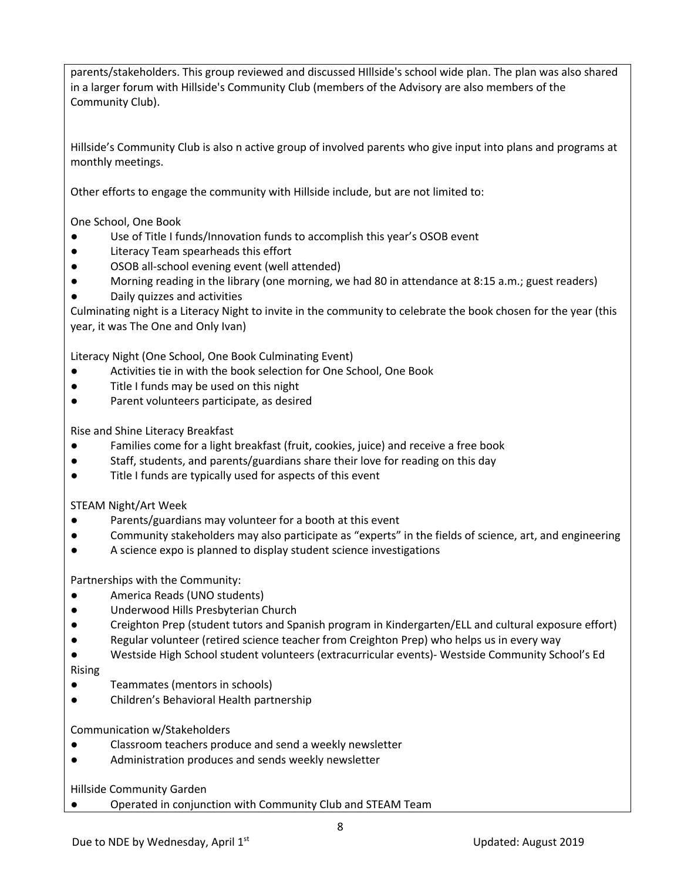parents/stakeholders. This group reviewed and discussed HIllside's school wide plan. The plan was also shared in a larger forum with Hillside's Community Club (members of the Advisory are also members of the Community Club).

Hillside's Community Club is also n active group of involved parents who give input into plans and programs at monthly meetings.

Other efforts to engage the community with Hillside include, but are not limited to:

One School, One Book

- Use of Title I funds/Innovation funds to accomplish this year's OSOB event
- Literacy Team spearheads this effort
- OSOB all-school evening event (well attended)
- Morning reading in the library (one morning, we had 80 in attendance at 8:15 a.m.; guest readers)
- Daily quizzes and activities

Culminating night is a Literacy Night to invite in the community to celebrate the book chosen for the year (this year, it was The One and Only Ivan)

Literacy Night (One School, One Book Culminating Event)

- Activities tie in with the book selection for One School, One Book
- Title I funds may be used on this night
- Parent volunteers participate, as desired

Rise and Shine Literacy Breakfast

- Families come for a light breakfast (fruit, cookies, juice) and receive a free book
- Staff, students, and parents/guardians share their love for reading on this day
- Title I funds are typically used for aspects of this event

STEAM Night/Art Week

- Parents/guardians may volunteer for a booth at this event
- Community stakeholders may also participate as "experts" in the fields of science, art, and engineering
- A science expo is planned to display student science investigations

Partnerships with the Community:

- America Reads (UNO students)
- Underwood Hills Presbyterian Church
- Creighton Prep (student tutors and Spanish program in Kindergarten/ELL and cultural exposure effort)
- Regular volunteer (retired science teacher from Creighton Prep) who helps us in every way
- Westside High School student volunteers (extracurricular events)- Westside Community School's Ed Rising
- Teammates (mentors in schools)
- Children's Behavioral Health partnership

Communication w/Stakeholders

- Classroom teachers produce and send a weekly newsletter
- Administration produces and sends weekly newsletter

Hillside Community Garden

- Operated in conjunction with Community Club and STEAM Team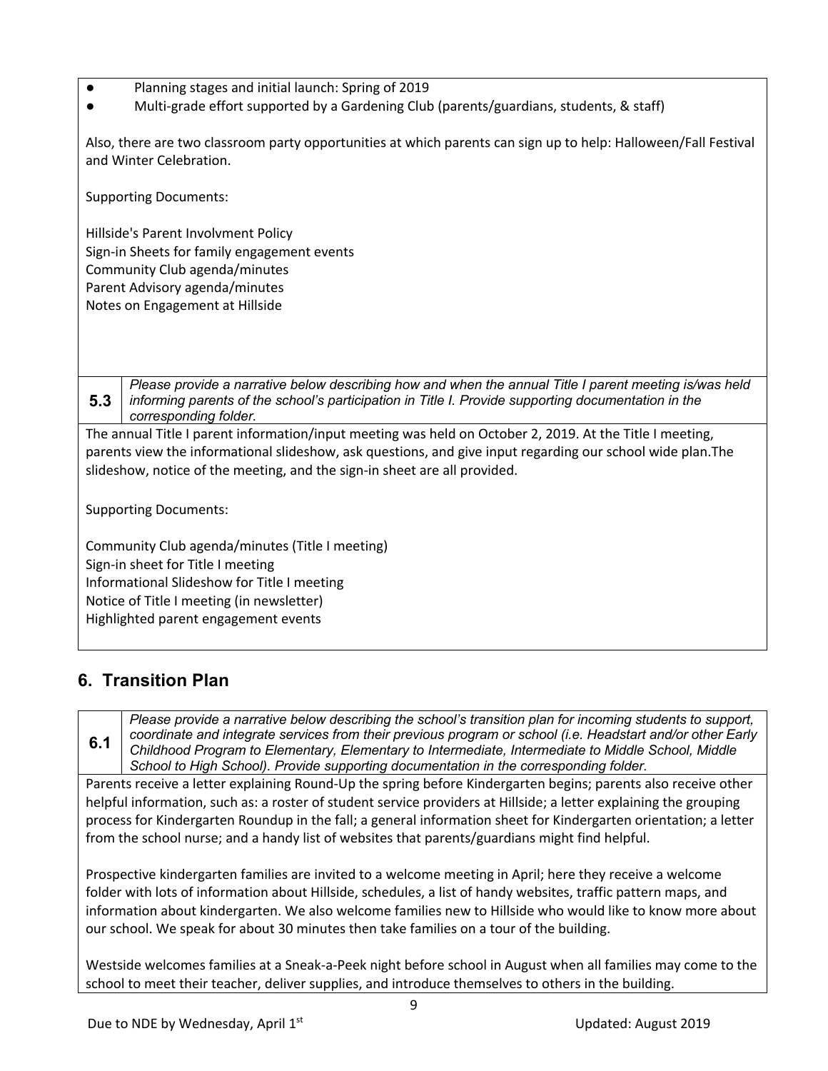- Planning stages and initial launch: Spring of 2019
- Multi-grade effort supported by a Gardening Club (parents/guardians, students, & staff)

Also, there are two classroom party opportunities at which parents can sign up to help: Halloween/Fall Festival and Winter Celebration.

Supporting Documents:

Hillside's Parent Involvment Policy
Sign-in Sheets for family engagement events
Community Club agenda/minutes
Parent Advisory agenda/minutes
Notes on Engagement at Hillside

| **5.3** | *Please provide a narrative below describing how and when the annual Title I parent meeting is/was held informing parents of the school's participation in Title I. Provide supporting documentation in the corresponding folder.* |
|---|---|

The annual Title I parent information/input meeting was held on October 2, 2019. At the Title I meeting, parents view the informational slideshow, ask questions, and give input regarding our school wide plan.The slideshow, notice of the meeting, and the sign-in sheet are all provided.

Supporting Documents:

Community Club agenda/minutes (Title I meeting)
Sign-in sheet for Title I meeting
Informational Slideshow for Title I meeting
Notice of Title I meeting (in newsletter)
Highlighted parent engagement events

## 6. Transition Plan

| **6.1** | *Please provide a narrative below describing the school's transition plan for incoming students to support, coordinate and integrate services from their previous program or school (i.e. Headstart and/or other Early Childhood Program to Elementary, Elementary to Intermediate, Intermediate to Middle School, Middle School to High School). Provide supporting documentation in the corresponding folder.* |
|---|---|

Parents receive a letter explaining Round-Up the spring before Kindergarten begins; parents also receive other helpful information, such as: a roster of student service providers at Hillside; a letter explaining the grouping process for Kindergarten Roundup in the fall; a general information sheet for Kindergarten orientation; a letter from the school nurse; and a handy list of websites that parents/guardians might find helpful.

Prospective kindergarten families are invited to a welcome meeting in April; here they receive a welcome folder with lots of information about Hillside, schedules, a list of handy websites, traffic pattern maps, and information about kindergarten. We also welcome families new to Hillside who would like to know more about our school. We speak for about 30 minutes then take families on a tour of the building.

Westside welcomes families at a Sneak-a-Peek night before school in August when all families may come to the school to meet their teacher, deliver supplies, and introduce themselves to others in the building.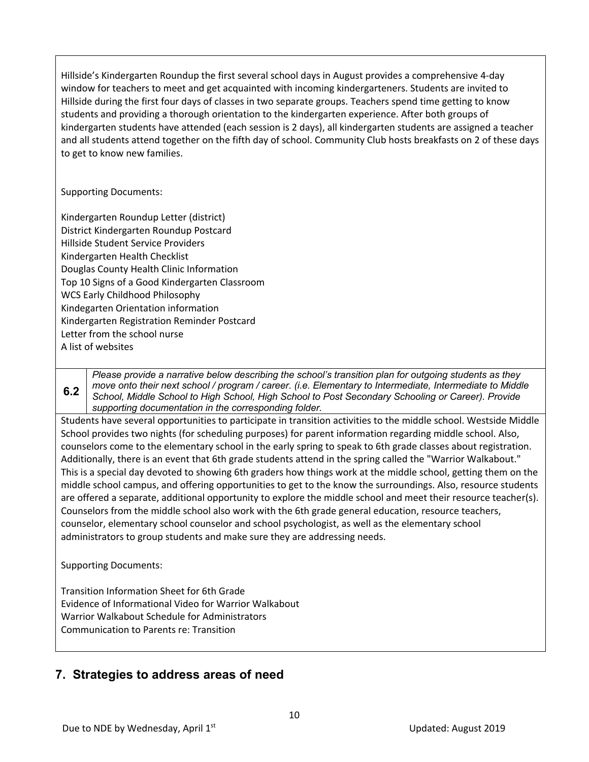Hillside's Kindergarten Roundup the first several school days in August provides a comprehensive 4-day window for teachers to meet and get acquainted with incoming kindergarteners. Students are invited to Hillside during the first four days of classes in two separate groups. Teachers spend time getting to know students and providing a thorough orientation to the kindergarten experience. After both groups of kindergarten students have attended (each session is 2 days), all kindergarten students are assigned a teacher and all students attend together on the fifth day of school. Community Club hosts breakfasts on 2 of these days to get to know new families.

Supporting Documents:

Kindergarten Roundup Letter (district)
District Kindergarten Roundup Postcard
Hillside Student Service Providers
Kindergarten Health Checklist
Douglas County Health Clinic Information
Top 10 Signs of a Good Kindergarten Classroom
WCS Early Childhood Philosophy
Kindegarten Orientation information
Kindergarten Registration Reminder Postcard
Letter from the school nurse
A list of websites

**6.2** *Please provide a narrative below describing the school's transition plan for outgoing students as they move onto their next school / program / career. (i.e. Elementary to Intermediate, Intermediate to Middle School, Middle School to High School, High School to Post Secondary Schooling or Career). Provide supporting documentation in the corresponding folder.*

Students have several opportunities to participate in transition activities to the middle school. Westside Middle School provides two nights (for scheduling purposes) for parent information regarding middle school. Also, counselors come to the elementary school in the early spring to speak to 6th grade classes about registration. Additionally, there is an event that 6th grade students attend in the spring called the "Warrior Walkabout." This is a special day devoted to showing 6th graders how things work at the middle school, getting them on the middle school campus, and offering opportunities to get to the know the surroundings. Also, resource students are offered a separate, additional opportunity to explore the middle school and meet their resource teacher(s). Counselors from the middle school also work with the 6th grade general education, resource teachers, counselor, elementary school counselor and school psychologist, as well as the elementary school administrators to group students and make sure they are addressing needs.

Supporting Documents:

Transition Information Sheet for 6th Grade
Evidence of Informational Video for Warrior Walkabout
Warrior Walkabout Schedule for Administrators
Communication to Parents re: Transition

## 7. Strategies to address areas of need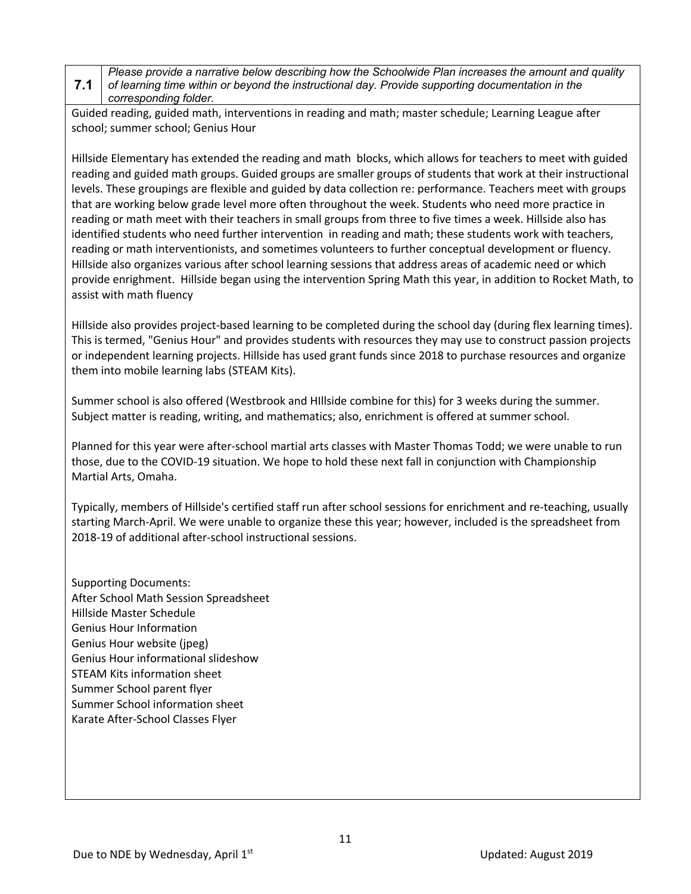| 7.1 | *Please provide a narrative below describing how the Schoolwide Plan increases the amount and quality of learning time within or beyond the instructional day. Provide supporting documentation in the corresponding folder.* |
|---|---|

Guided reading, guided math, interventions in reading and math; master schedule; Learning League after school; summer school; Genius Hour

Hillside Elementary has extended the reading and math blocks, which allows for teachers to meet with guided reading and guided math groups. Guided groups are smaller groups of students that work at their instructional levels. These groupings are flexible and guided by data collection re: performance. Teachers meet with groups that are working below grade level more often throughout the week. Students who need more practice in reading or math meet with their teachers in small groups from three to five times a week. Hillside also has identified students who need further intervention in reading and math; these students work with teachers, reading or math interventionists, and sometimes volunteers to further conceptual development or fluency. Hillside also organizes various after school learning sessions that address areas of academic need or which provide enrighment. Hillside began using the intervention Spring Math this year, in addition to Rocket Math, to assist with math fluency

Hillside also provides project-based learning to be completed during the school day (during flex learning times). This is termed, "Genius Hour" and provides students with resources they may use to construct passion projects or independent learning projects. Hillside has used grant funds since 2018 to purchase resources and organize them into mobile learning labs (STEAM Kits).

Summer school is also offered (Westbrook and HIllside combine for this) for 3 weeks during the summer. Subject matter is reading, writing, and mathematics; also, enrichment is offered at summer school.

Planned for this year were after-school martial arts classes with Master Thomas Todd; we were unable to run those, due to the COVID-19 situation. We hope to hold these next fall in conjunction with Championship Martial Arts, Omaha.

Typically, members of Hillside's certified staff run after school sessions for enrichment and re-teaching, usually starting March-April. We were unable to organize these this year; however, included is the spreadsheet from 2018-19 of additional after-school instructional sessions.

Supporting Documents:
After School Math Session Spreadsheet
Hillside Master Schedule
Genius Hour Information
Genius Hour website (jpeg)
Genius Hour informational slideshow
STEAM Kits information sheet
Summer School parent flyer
Summer School information sheet
Karate After-School Classes Flyer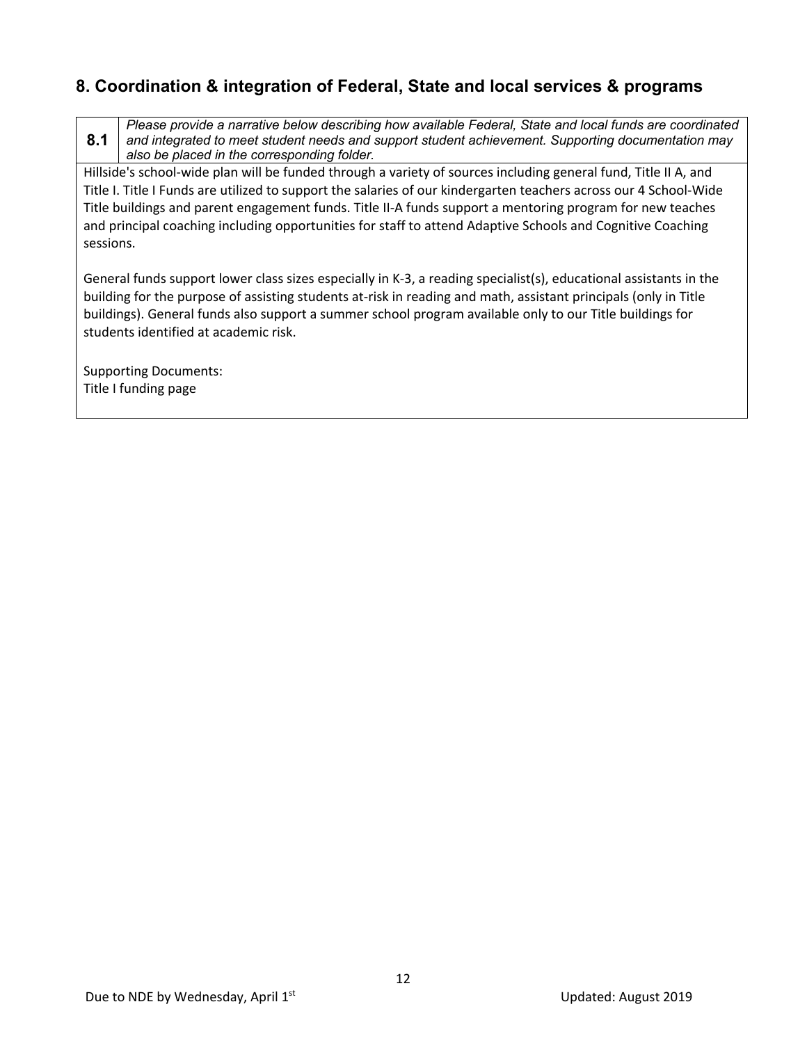## 8. Coordination & integration of Federal, State and local services & programs

| | |
|---|---|
| **8.1** | *Please provide a narrative below describing how available Federal, State and local funds are coordinated and integrated to meet student needs and support student achievement. Supporting documentation may also be placed in the corresponding folder.* |

Hillside's school-wide plan will be funded through a variety of sources including general fund, Title II A, and Title I. Title I Funds are utilized to support the salaries of our kindergarten teachers across our 4 School-Wide Title buildings and parent engagement funds. Title II-A funds support a mentoring program for new teaches and principal coaching including opportunities for staff to attend Adaptive Schools and Cognitive Coaching sessions.

General funds support lower class sizes especially in K-3, a reading specialist(s), educational assistants in the building for the purpose of assisting students at-risk in reading and math, assistant principals (only in Title buildings). General funds also support a summer school program available only to our Title buildings for students identified at academic risk.

Supporting Documents:
Title I funding page